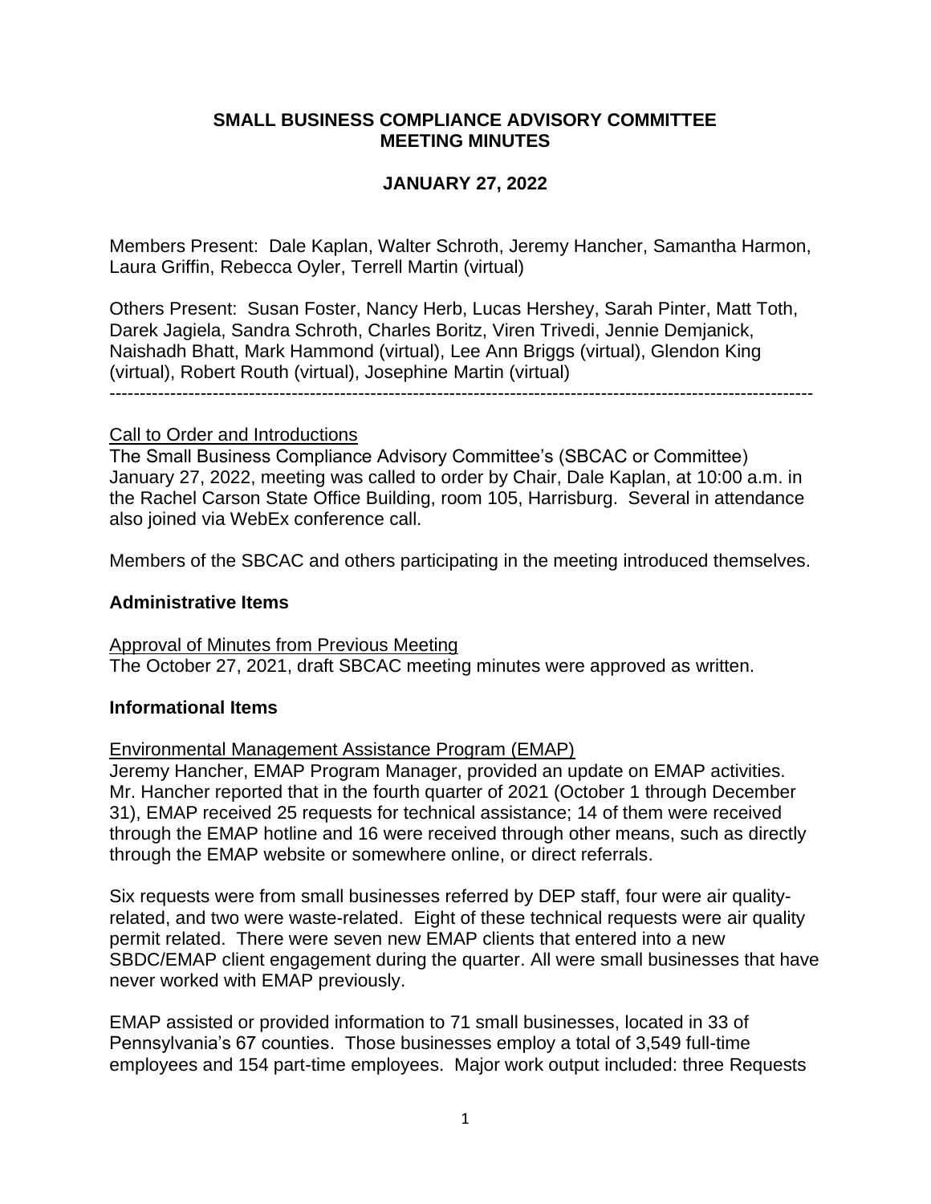# SMALL BUSINESS COMPLIANCE ADVISORY COMMITTEE MEETING MINUTES

## JANUARY 27, 2022

Members Present: Dale Kaplan, Walter Schroth, Jeremy Hancher, Samantha Harmon, Laura Griffin, Rebecca Oyler, Terrell Martin (virtual)

Others Present: Susan Foster, Nancy Herb, Lucas Hershey, Sarah Pinter, Matt Toth, Darek Jagiela, Sandra Schroth, Charles Boritz, Viren Trivedi, Jennie Demjanick, Naishadh Bhatt, Mark Hammond (virtual), Lee Ann Briggs (virtual), Glendon King (virtual), Robert Routh (virtual), Josephine Martin (virtual)

---

Call to Order and Introductions

The Small Business Compliance Advisory Committee's (SBCAC or Committee) January 27, 2022, meeting was called to order by Chair, Dale Kaplan, at 10:00 a.m. in the Rachel Carson State Office Building, room 105, Harrisburg. Several in attendance also joined via WebEx conference call.

Members of the SBCAC and others participating in the meeting introduced themselves.

**Administrative Items**

Approval of Minutes from Previous Meeting

The October 27, 2021, draft SBCAC meeting minutes were approved as written.

**Informational Items**

Environmental Management Assistance Program (EMAP)

Jeremy Hancher, EMAP Program Manager, provided an update on EMAP activities. Mr. Hancher reported that in the fourth quarter of 2021 (October 1 through December 31), EMAP received 25 requests for technical assistance; 14 of them were received through the EMAP hotline and 16 were received through other means, such as directly through the EMAP website or somewhere online, or direct referrals.

Six requests were from small businesses referred by DEP staff, four were air quality-related, and two were waste-related. Eight of these technical requests were air quality permit related. There were seven new EMAP clients that entered into a new SBDC/EMAP client engagement during the quarter. All were small businesses that have never worked with EMAP previously.

EMAP assisted or provided information to 71 small businesses, located in 33 of Pennsylvania's 67 counties. Those businesses employ a total of 3,549 full-time employees and 154 part-time employees. Major work output included: three Requests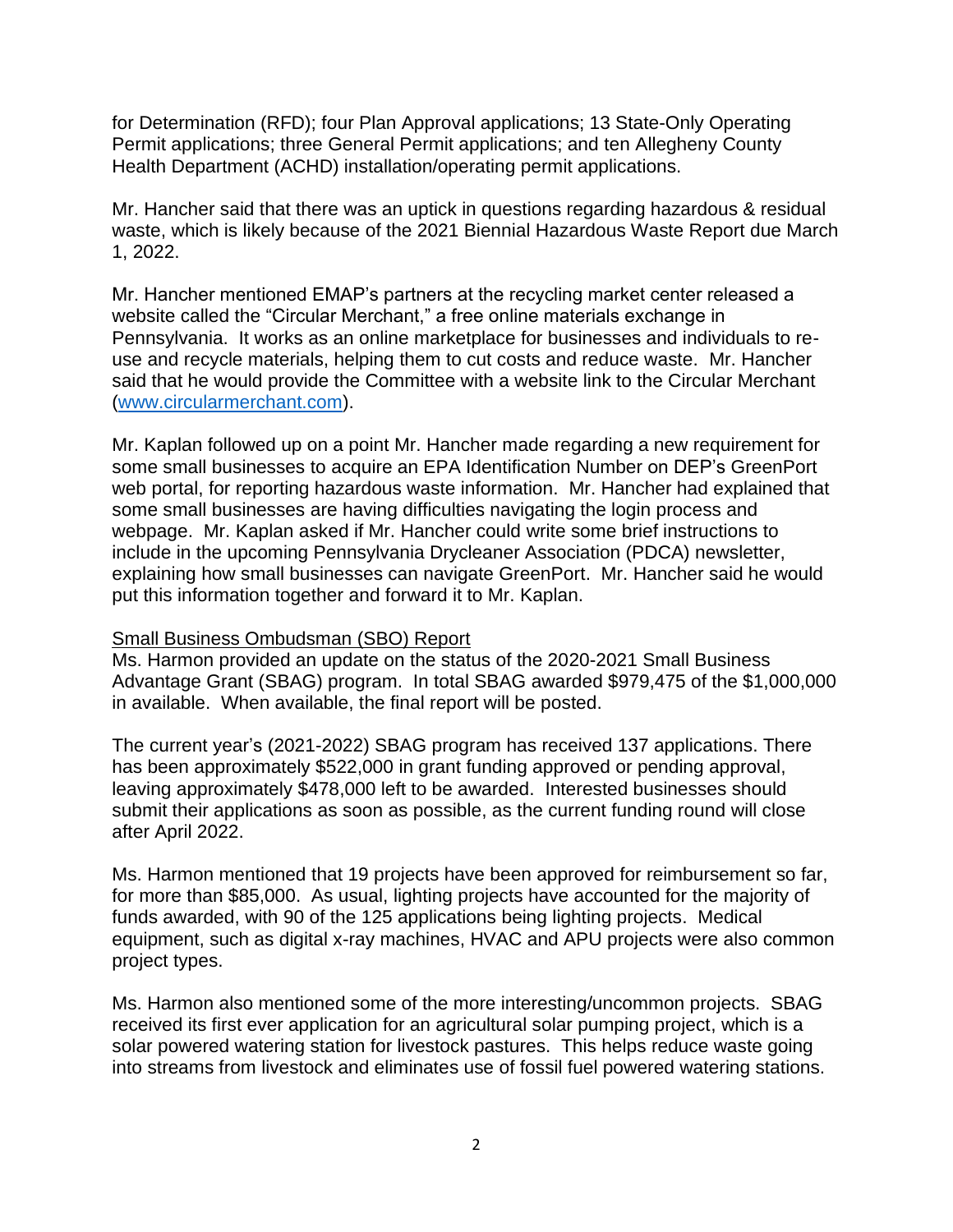for Determination (RFD); four Plan Approval applications; 13 State-Only Operating Permit applications; three General Permit applications; and ten Allegheny County Health Department (ACHD) installation/operating permit applications.

Mr. Hancher said that there was an uptick in questions regarding hazardous & residual waste, which is likely because of the 2021 Biennial Hazardous Waste Report due March 1, 2022.

Mr. Hancher mentioned EMAP's partners at the recycling market center released a website called the "Circular Merchant," a free online materials exchange in Pennsylvania. It works as an online marketplace for businesses and individuals to re-use and recycle materials, helping them to cut costs and reduce waste. Mr. Hancher said that he would provide the Committee with a website link to the Circular Merchant (www.circularmerchant.com).

Mr. Kaplan followed up on a point Mr. Hancher made regarding a new requirement for some small businesses to acquire an EPA Identification Number on DEP's GreenPort web portal, for reporting hazardous waste information. Mr. Hancher had explained that some small businesses are having difficulties navigating the login process and webpage. Mr. Kaplan asked if Mr. Hancher could write some brief instructions to include in the upcoming Pennsylvania Drycleaner Association (PDCA) newsletter, explaining how small businesses can navigate GreenPort. Mr. Hancher said he would put this information together and forward it to Mr. Kaplan.

Small Business Ombudsman (SBO) Report

Ms. Harmon provided an update on the status of the 2020-2021 Small Business Advantage Grant (SBAG) program. In total SBAG awarded $979,475 of the $1,000,000 in available. When available, the final report will be posted.

The current year's (2021-2022) SBAG program has received 137 applications. There has been approximately $522,000 in grant funding approved or pending approval, leaving approximately $478,000 left to be awarded. Interested businesses should submit their applications as soon as possible, as the current funding round will close after April 2022.

Ms. Harmon mentioned that 19 projects have been approved for reimbursement so far, for more than $85,000. As usual, lighting projects have accounted for the majority of funds awarded, with 90 of the 125 applications being lighting projects. Medical equipment, such as digital x-ray machines, HVAC and APU projects were also common project types.

Ms. Harmon also mentioned some of the more interesting/uncommon projects. SBAG received its first ever application for an agricultural solar pumping project, which is a solar powered watering station for livestock pastures. This helps reduce waste going into streams from livestock and eliminates use of fossil fuel powered watering stations.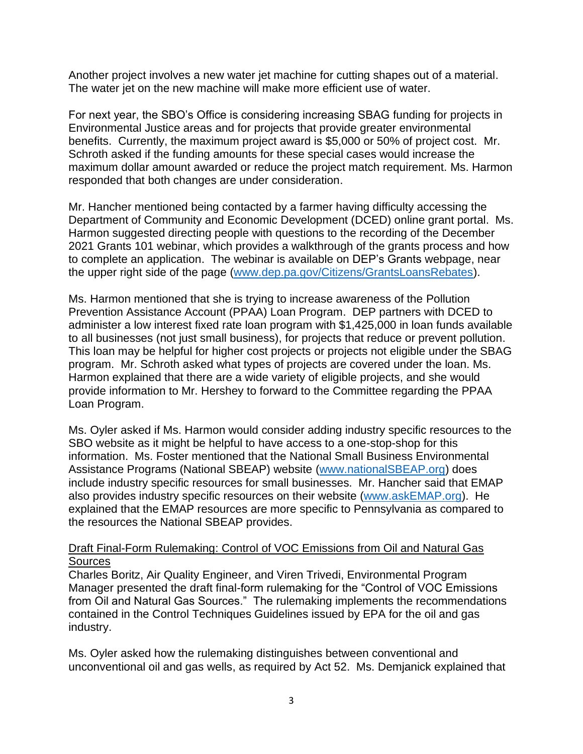Another project involves a new water jet machine for cutting shapes out of a material. The water jet on the new machine will make more efficient use of water.

For next year, the SBO's Office is considering increasing SBAG funding for projects in Environmental Justice areas and for projects that provide greater environmental benefits. Currently, the maximum project award is $5,000 or 50% of project cost. Mr. Schroth asked if the funding amounts for these special cases would increase the maximum dollar amount awarded or reduce the project match requirement. Ms. Harmon responded that both changes are under consideration.

Mr. Hancher mentioned being contacted by a farmer having difficulty accessing the Department of Community and Economic Development (DCED) online grant portal. Ms. Harmon suggested directing people with questions to the recording of the December 2021 Grants 101 webinar, which provides a walkthrough of the grants process and how to complete an application. The webinar is available on DEP's Grants webpage, near the upper right side of the page ([www.dep.pa.gov/Citizens/GrantsLoansRebates](www.dep.pa.gov/Citizens/GrantsLoansRebates)).

Ms. Harmon mentioned that she is trying to increase awareness of the Pollution Prevention Assistance Account (PPAA) Loan Program. DEP partners with DCED to administer a low interest fixed rate loan program with $1,425,000 in loan funds available to all businesses (not just small business), for projects that reduce or prevent pollution. This loan may be helpful for higher cost projects or projects not eligible under the SBAG program. Mr. Schroth asked what types of projects are covered under the loan. Ms. Harmon explained that there are a wide variety of eligible projects, and she would provide information to Mr. Hershey to forward to the Committee regarding the PPAA Loan Program.

Ms. Oyler asked if Ms. Harmon would consider adding industry specific resources to the SBO website as it might be helpful to have access to a one-stop-shop for this information. Ms. Foster mentioned that the National Small Business Environmental Assistance Programs (National SBEAP) website ([www.nationalSBEAP.org](www.nationalSBEAP.org)) does include industry specific resources for small businesses. Mr. Hancher said that EMAP also provides industry specific resources on their website ([www.askEMAP.org](www.askEMAP.org)). He explained that the EMAP resources are more specific to Pennsylvania as compared to the resources the National SBEAP provides.

<u>Draft Final-Form Rulemaking: Control of VOC Emissions from Oil and Natural Gas Sources</u>

Charles Boritz, Air Quality Engineer, and Viren Trivedi, Environmental Program Manager presented the draft final-form rulemaking for the "Control of VOC Emissions from Oil and Natural Gas Sources." The rulemaking implements the recommendations contained in the Control Techniques Guidelines issued by EPA for the oil and gas industry.

Ms. Oyler asked how the rulemaking distinguishes between conventional and unconventional oil and gas wells, as required by Act 52. Ms. Demjanick explained that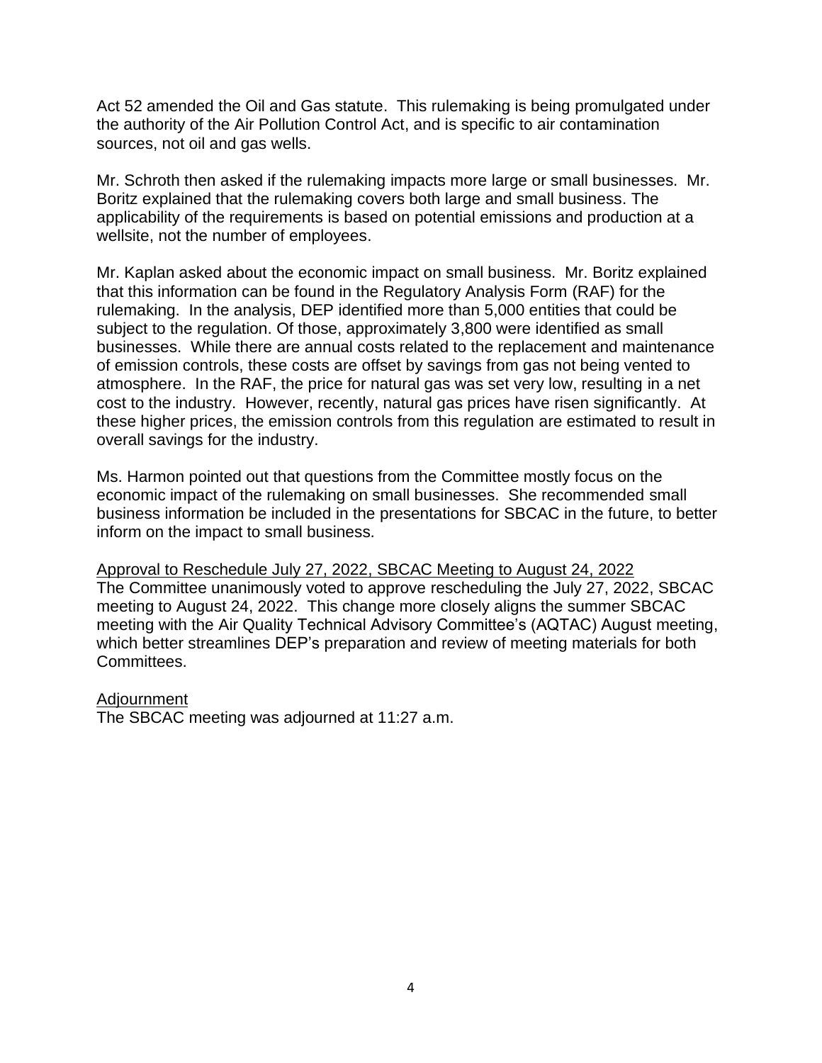Act 52 amended the Oil and Gas statute. This rulemaking is being promulgated under the authority of the Air Pollution Control Act, and is specific to air contamination sources, not oil and gas wells.

Mr. Schroth then asked if the rulemaking impacts more large or small businesses. Mr. Boritz explained that the rulemaking covers both large and small business. The applicability of the requirements is based on potential emissions and production at a wellsite, not the number of employees.

Mr. Kaplan asked about the economic impact on small business. Mr. Boritz explained that this information can be found in the Regulatory Analysis Form (RAF) for the rulemaking. In the analysis, DEP identified more than 5,000 entities that could be subject to the regulation. Of those, approximately 3,800 were identified as small businesses. While there are annual costs related to the replacement and maintenance of emission controls, these costs are offset by savings from gas not being vented to atmosphere. In the RAF, the price for natural gas was set very low, resulting in a net cost to the industry. However, recently, natural gas prices have risen significantly. At these higher prices, the emission controls from this regulation are estimated to result in overall savings for the industry.

Ms. Harmon pointed out that questions from the Committee mostly focus on the economic impact of the rulemaking on small businesses. She recommended small business information be included in the presentations for SBCAC in the future, to better inform on the impact to small business.

<u>Approval to Reschedule July 27, 2022, SBCAC Meeting to August 24, 2022</u>

The Committee unanimously voted to approve rescheduling the July 27, 2022, SBCAC meeting to August 24, 2022. This change more closely aligns the summer SBCAC meeting with the Air Quality Technical Advisory Committee's (AQTAC) August meeting, which better streamlines DEP's preparation and review of meeting materials for both Committees.

<u>Adjournment</u>

The SBCAC meeting was adjourned at 11:27 a.m.